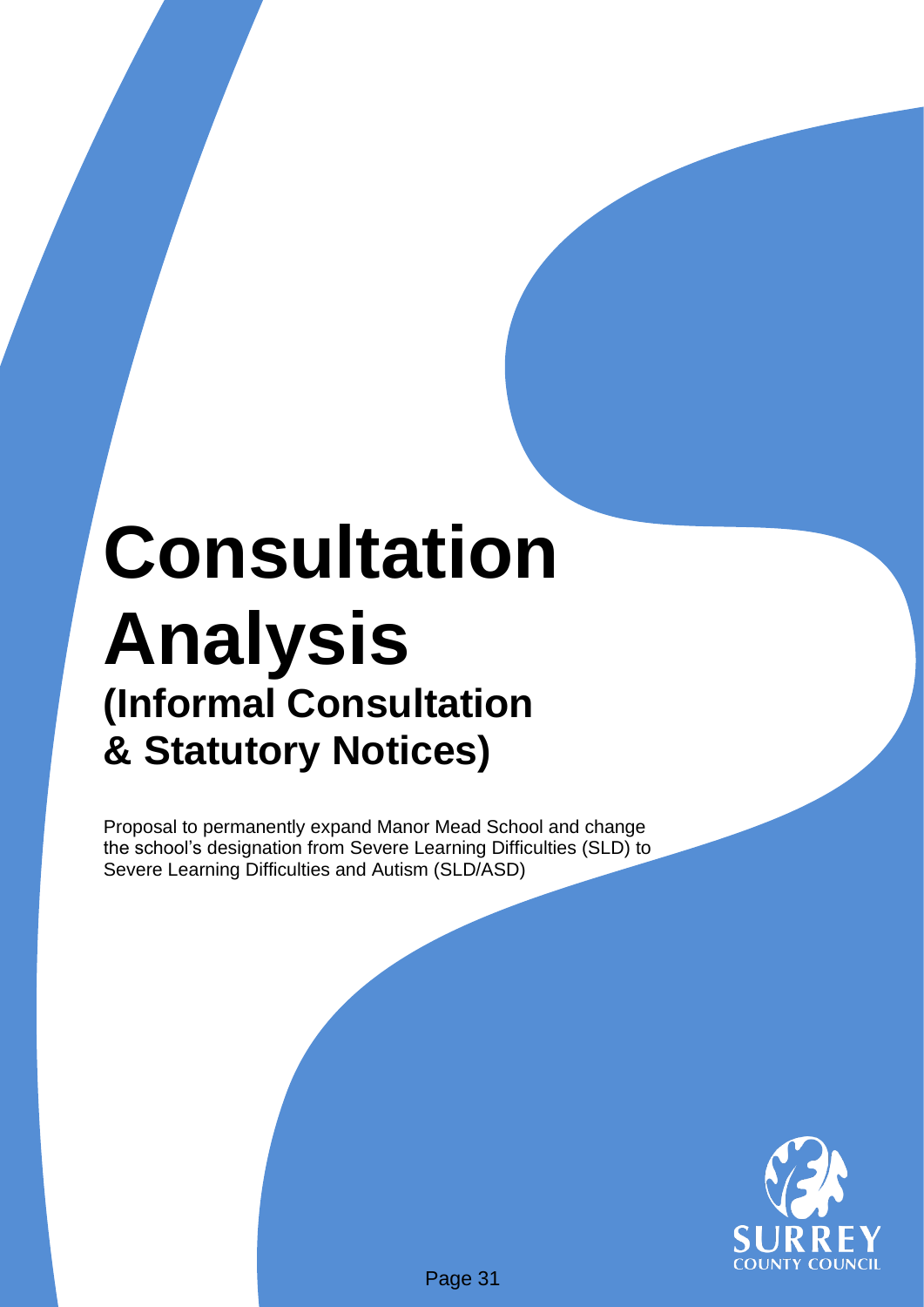# Consultation Analysis

## (Informal Consultation & Statutory Notices)

Proposal to permanently expand Manor Mead School and change the school's designation from Severe Learning Difficulties (SLD) to Severe Learning Difficulties and Autism (SLD/ASD)

SURREY COUNTY COUNCIL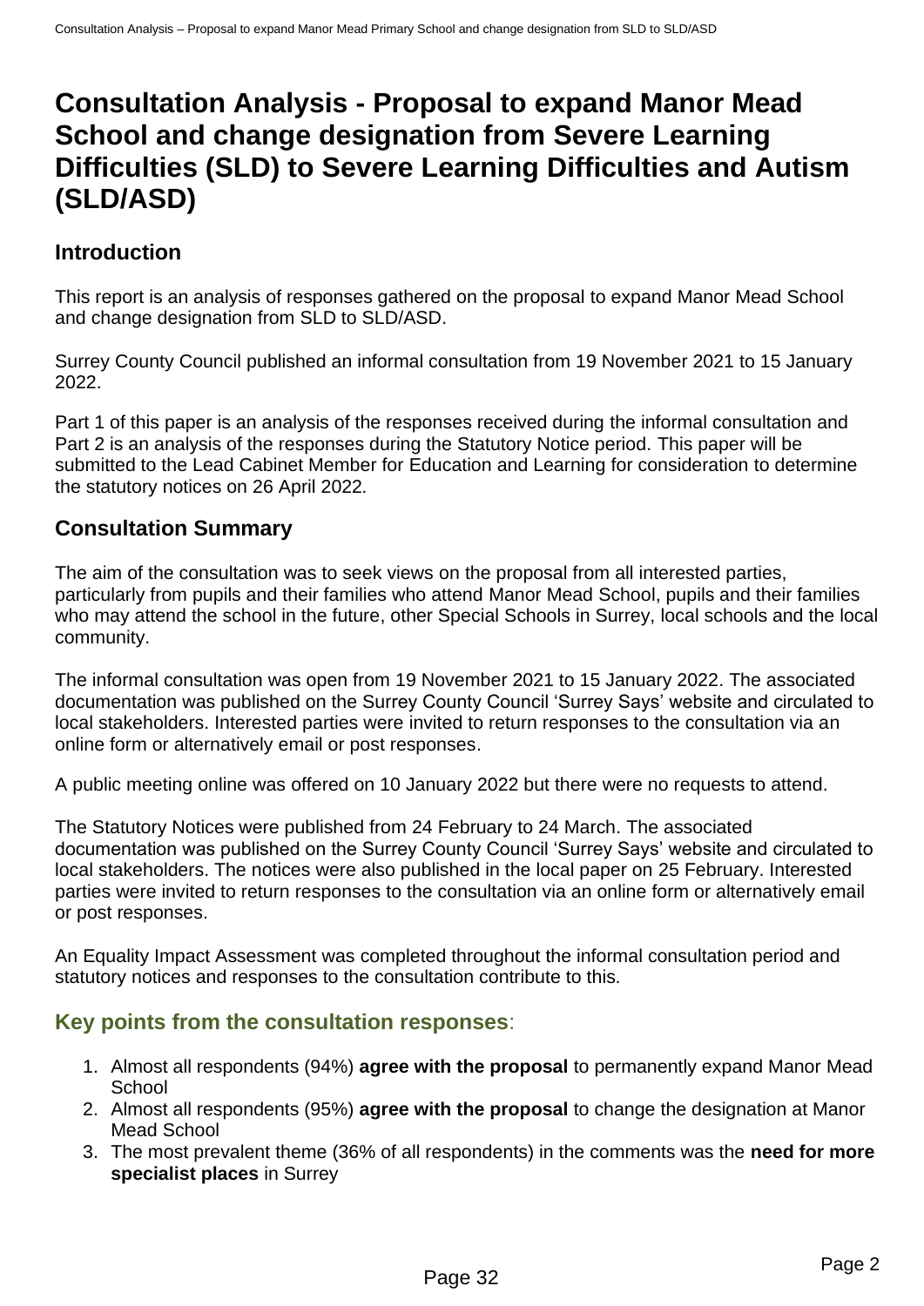# Consultation Analysis - Proposal to expand Manor Mead School and change designation from Severe Learning Difficulties (SLD) to Severe Learning Difficulties and Autism (SLD/ASD)

## Introduction

This report is an analysis of responses gathered on the proposal to expand Manor Mead School and change designation from SLD to SLD/ASD.

Surrey County Council published an informal consultation from 19 November 2021 to 15 January 2022.

Part 1 of this paper is an analysis of the responses received during the informal consultation and Part 2 is an analysis of the responses during the Statutory Notice period. This paper will be submitted to the Lead Cabinet Member for Education and Learning for consideration to determine the statutory notices on 26 April 2022.

## Consultation Summary

The aim of the consultation was to seek views on the proposal from all interested parties, particularly from pupils and their families who attend Manor Mead School, pupils and their families who may attend the school in the future, other Special Schools in Surrey, local schools and the local community.

The informal consultation was open from 19 November 2021 to 15 January 2022. The associated documentation was published on the Surrey County Council 'Surrey Says' website and circulated to local stakeholders. Interested parties were invited to return responses to the consultation via an online form or alternatively email or post responses.

A public meeting online was offered on 10 January 2022 but there were no requests to attend.

The Statutory Notices were published from 24 February to 24 March. The associated documentation was published on the Surrey County Council 'Surrey Says' website and circulated to local stakeholders. The notices were also published in the local paper on 25 February. Interested parties were invited to return responses to the consultation via an online form or alternatively email or post responses.

An Equality Impact Assessment was completed throughout the informal consultation period and statutory notices and responses to the consultation contribute to this.

### Key points from the consultation responses:

1. Almost all respondents (94%) **agree with the proposal** to permanently expand Manor Mead School
2. Almost all respondents (95%) **agree with the proposal** to change the designation at Manor Mead School
3. The most prevalent theme (36% of all respondents) in the comments was the **need for more specialist places** in Surrey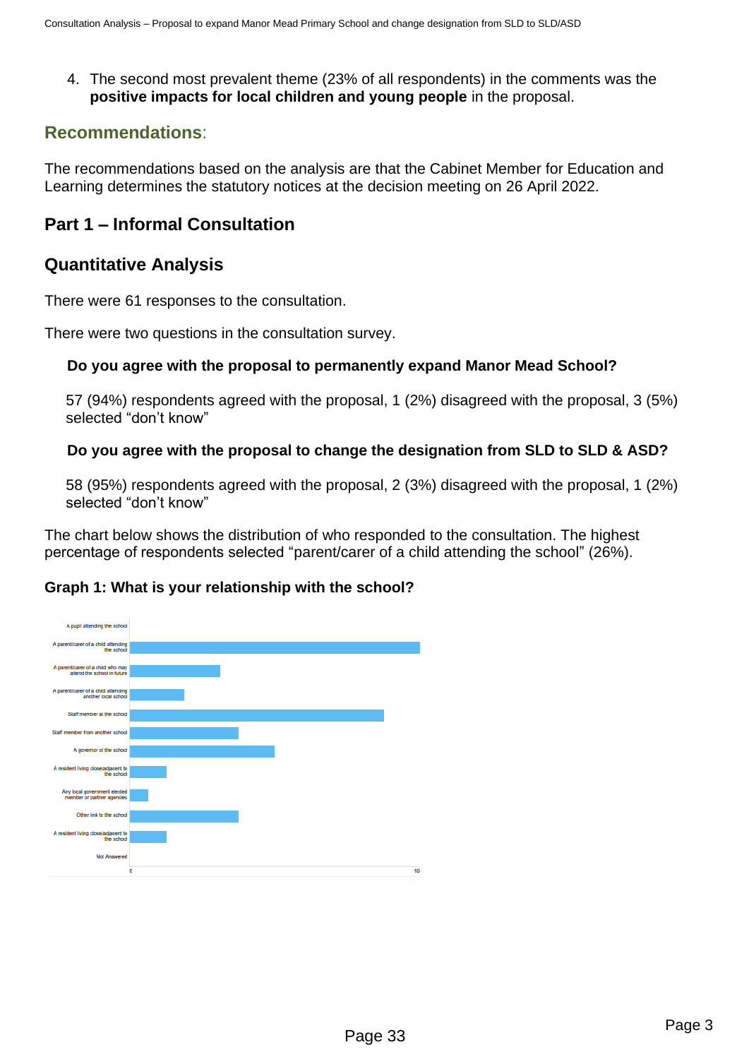4. The second most prevalent theme (23% of all respondents) in the comments was the **positive impacts for local children and young people** in the proposal.

## Recommendations:

The recommendations based on the analysis are that the Cabinet Member for Education and Learning determines the statutory notices at the decision meeting on 26 April 2022.

## Part 1 – Informal Consultation

## Quantitative Analysis

There were 61 responses to the consultation.

There were two questions in the consultation survey.

**Do you agree with the proposal to permanently expand Manor Mead School?**

57 (94%) respondents agreed with the proposal, 1 (2%) disagreed with the proposal, 3 (5%) selected "don't know"

**Do you agree with the proposal to change the designation from SLD to SLD & ASD?**

58 (95%) respondents agreed with the proposal, 2 (3%) disagreed with the proposal, 1 (2%) selected "don't know"

The chart below shows the distribution of who responded to the consultation. The highest percentage of respondents selected "parent/carer of a child attending the school" (26%).

**Graph 1: What is your relationship with the school?**

A pupil attending the school
A parent/carer of a child attending the school
A parent/carer of a child who may attend the school in future
A parent/carer of a child attending another local school
Staff member at the school
Staff member from another school
A governor of the school
A resident living close/adjacent to the school
Any local government elected member or partner agencies
Other link to the school
A resident living close/adjacent to the school
Not Answered

0 16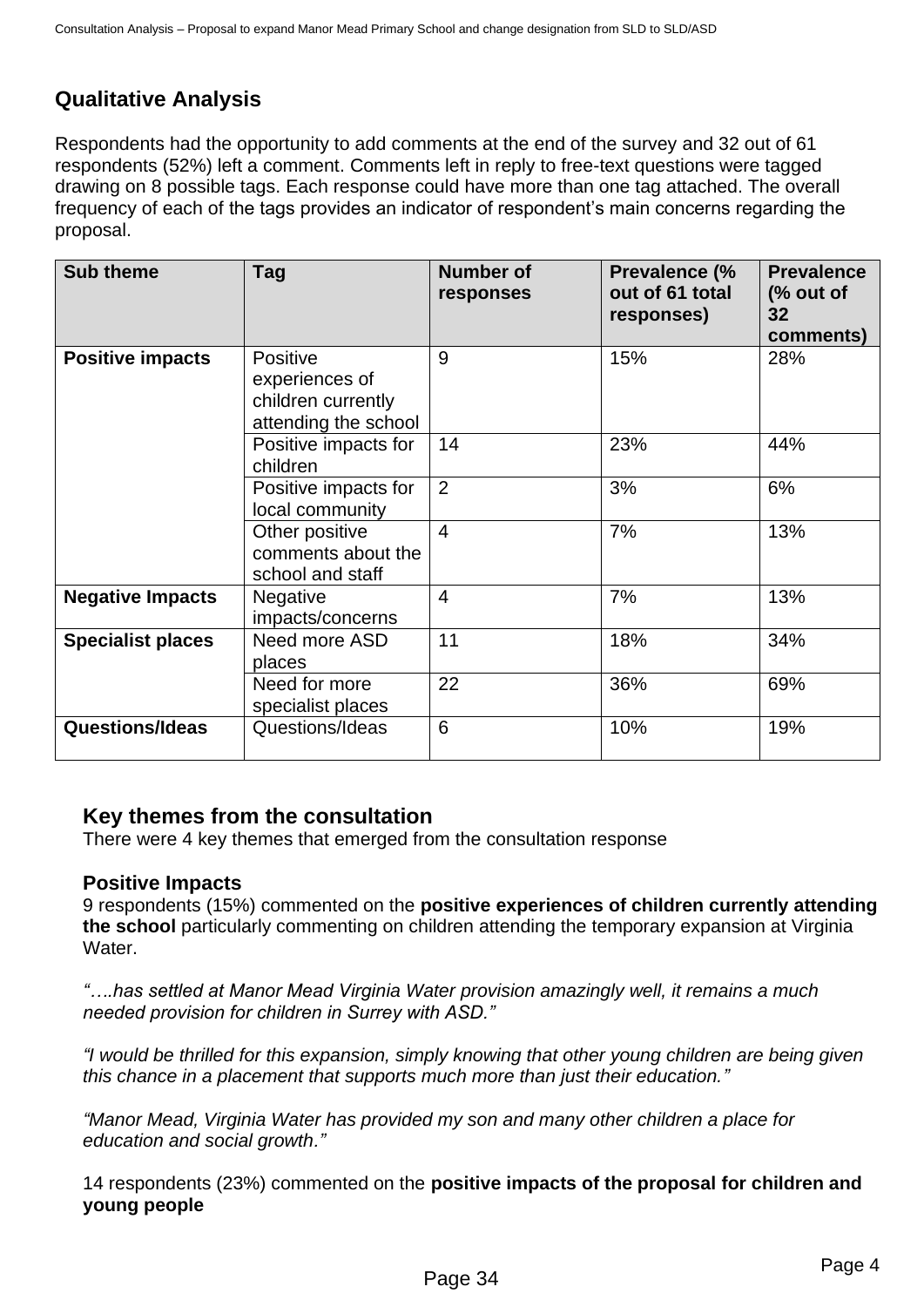## Qualitative Analysis

Respondents had the opportunity to add comments at the end of the survey and 32 out of 61 respondents (52%) left a comment. Comments left in reply to free-text questions were tagged drawing on 8 possible tags. Each response could have more than one tag attached. The overall frequency of each of the tags provides an indicator of respondent's main concerns regarding the proposal.

| Sub theme | Tag | Number of responses | Prevalence (% out of 61 total responses) | Prevalence (% out of 32 comments) |
|---|---|---|---|---|
| **Positive impacts** | Positive experiences of children currently attending the school | 9 | 15% | 28% |
| | Positive impacts for children | 14 | 23% | 44% |
| | Positive impacts for local community | 2 | 3% | 6% |
| | Other positive comments about the school and staff | 4 | 7% | 13% |
| **Negative Impacts** | Negative impacts/concerns | 4 | 7% | 13% |
| **Specialist places** | Need more ASD places | 11 | 18% | 34% |
| | Need for more specialist places | 22 | 36% | 69% |
| **Questions/Ideas** | Questions/Ideas | 6 | 10% | 19% |

### Key themes from the consultation

There were 4 key themes that emerged from the consultation response

#### Positive Impacts

9 respondents (15%) commented on the **positive experiences of children currently attending the school** particularly commenting on children attending the temporary expansion at Virginia Water.

*"….has settled at Manor Mead Virginia Water provision amazingly well, it remains a much needed provision for children in Surrey with ASD."*

*"I would be thrilled for this expansion, simply knowing that other young children are being given this chance in a placement that supports much more than just their education."*

*"Manor Mead, Virginia Water has provided my son and many other children a place for education and social growth."*

14 respondents (23%) commented on the **positive impacts of the proposal for children and young people**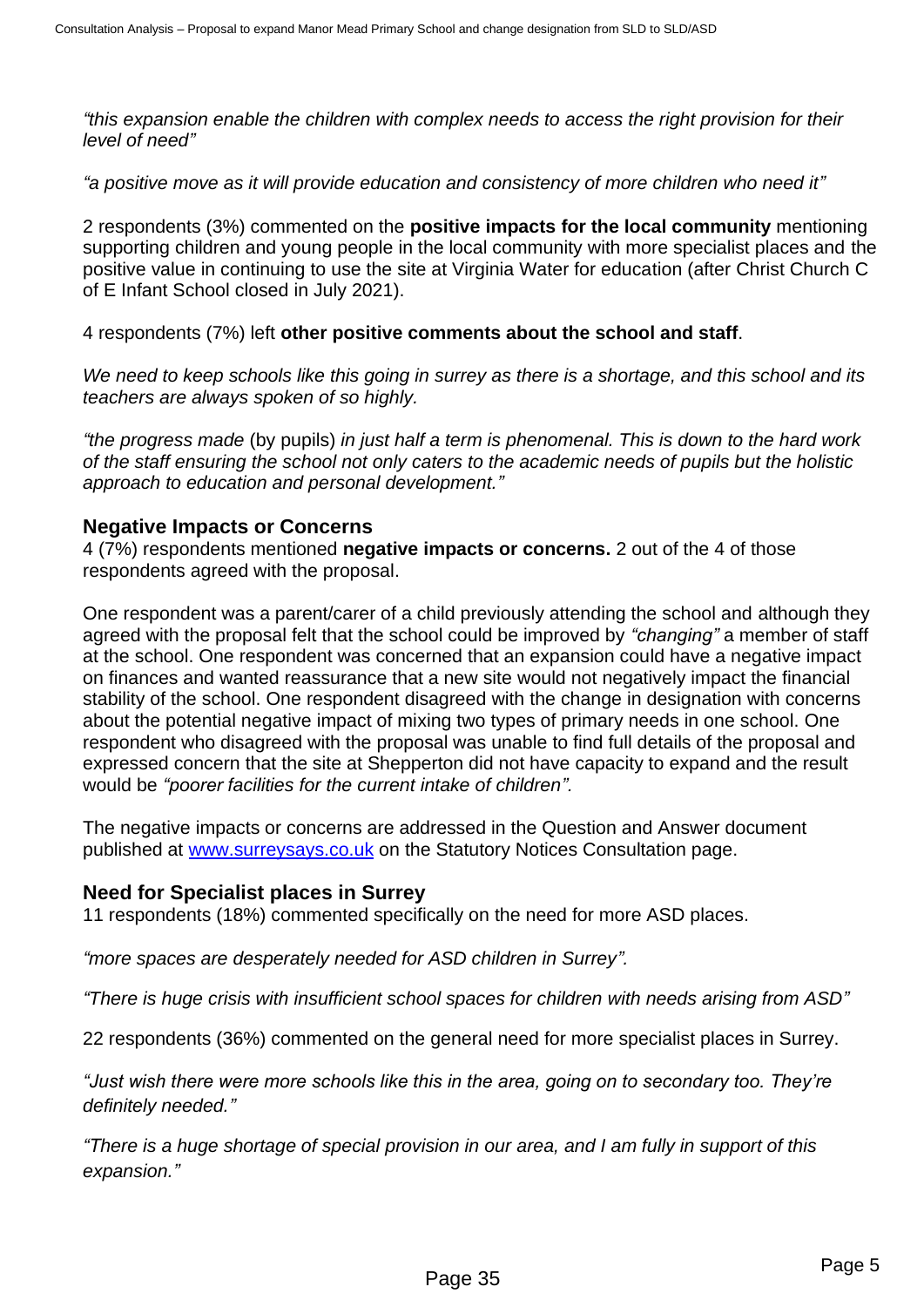*“this expansion enable the children with complex needs to access the right provision for their level of need”*

*“a positive move as it will provide education and consistency of more children who need it”*

2 respondents (3%) commented on the **positive impacts for the local community** mentioning supporting children and young people in the local community with more specialist places and the positive value in continuing to use the site at Virginia Water for education (after Christ Church C of E Infant School closed in July 2021).

4 respondents (7%) left **other positive comments about the school and staff**.

*We need to keep schools like this going in surrey as there is a shortage, and this school and its teachers are always spoken of so highly.*

*“the progress made* (by pupils) *in just half a term is phenomenal. This is down to the hard work of the staff ensuring the school not only caters to the academic needs of pupils but the holistic approach to education and personal development.”*

## Negative Impacts or Concerns

4 (7%) respondents mentioned **negative impacts or concerns.** 2 out of the 4 of those respondents agreed with the proposal.

One respondent was a parent/carer of a child previously attending the school and although they agreed with the proposal felt that the school could be improved by *“changing”* a member of staff at the school. One respondent was concerned that an expansion could have a negative impact on finances and wanted reassurance that a new site would not negatively impact the financial stability of the school. One respondent disagreed with the change in designation with concerns about the potential negative impact of mixing two types of primary needs in one school. One respondent who disagreed with the proposal was unable to find full details of the proposal and expressed concern that the site at Shepperton did not have capacity to expand and the result would be *“poorer facilities for the current intake of children”.*

The negative impacts or concerns are addressed in the Question and Answer document published at [www.surreysays.co.uk](http://www.surreysays.co.uk) on the Statutory Notices Consultation page.

## Need for Specialist places in Surrey

11 respondents (18%) commented specifically on the need for more ASD places.

*“more spaces are desperately needed for ASD children in Surrey”.*

*“There is huge crisis with insufficient school spaces for children with needs arising from ASD”*

22 respondents (36%) commented on the general need for more specialist places in Surrey.

*“Just wish there were more schools like this in the area, going on to secondary too. They’re definitely needed.”*

*“There is a huge shortage of special provision in our area, and I am fully in support of this expansion.”*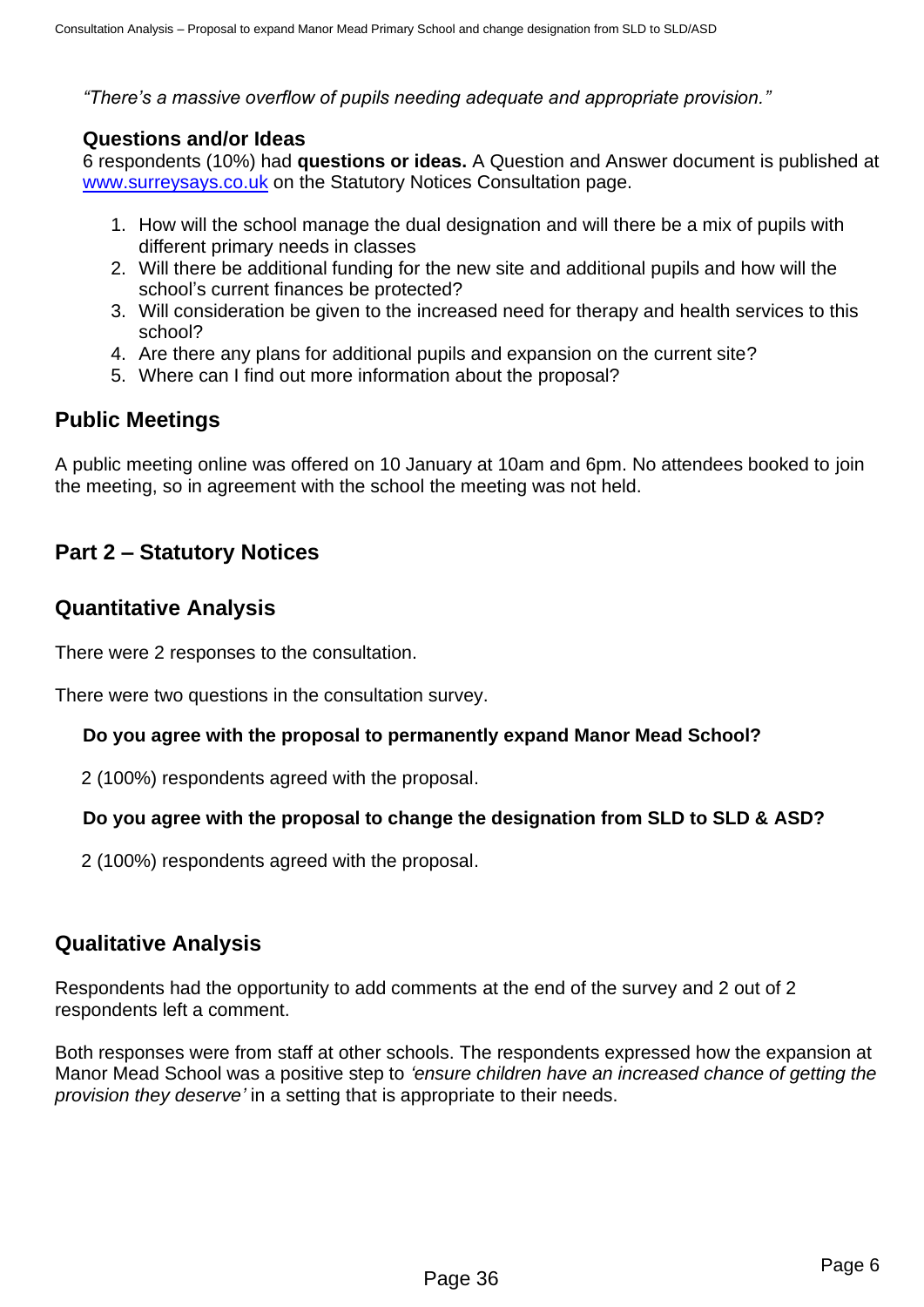*"There's a massive overflow of pupils needing adequate and appropriate provision."*

### Questions and/or Ideas

6 respondents (10%) had **questions or ideas.** A Question and Answer document is published at [www.surreysays.co.uk](www.surreysays.co.uk) on the Statutory Notices Consultation page.

1. How will the school manage the dual designation and will there be a mix of pupils with different primary needs in classes
2. Will there be additional funding for the new site and additional pupils and how will the school's current finances be protected?
3. Will consideration be given to the increased need for therapy and health services to this school?
4. Are there any plans for additional pupils and expansion on the current site?
5. Where can I find out more information about the proposal?

## Public Meetings

A public meeting online was offered on 10 January at 10am and 6pm. No attendees booked to join the meeting, so in agreement with the school the meeting was not held.

## Part 2 – Statutory Notices

## Quantitative Analysis

There were 2 responses to the consultation.

There were two questions in the consultation survey.

**Do you agree with the proposal to permanently expand Manor Mead School?**

2 (100%) respondents agreed with the proposal.

**Do you agree with the proposal to change the designation from SLD to SLD & ASD?**

2 (100%) respondents agreed with the proposal.

## Qualitative Analysis

Respondents had the opportunity to add comments at the end of the survey and 2 out of 2 respondents left a comment.

Both responses were from staff at other schools. The respondents expressed how the expansion at Manor Mead School was a positive step to *'ensure children have an increased chance of getting the provision they deserve'* in a setting that is appropriate to their needs.